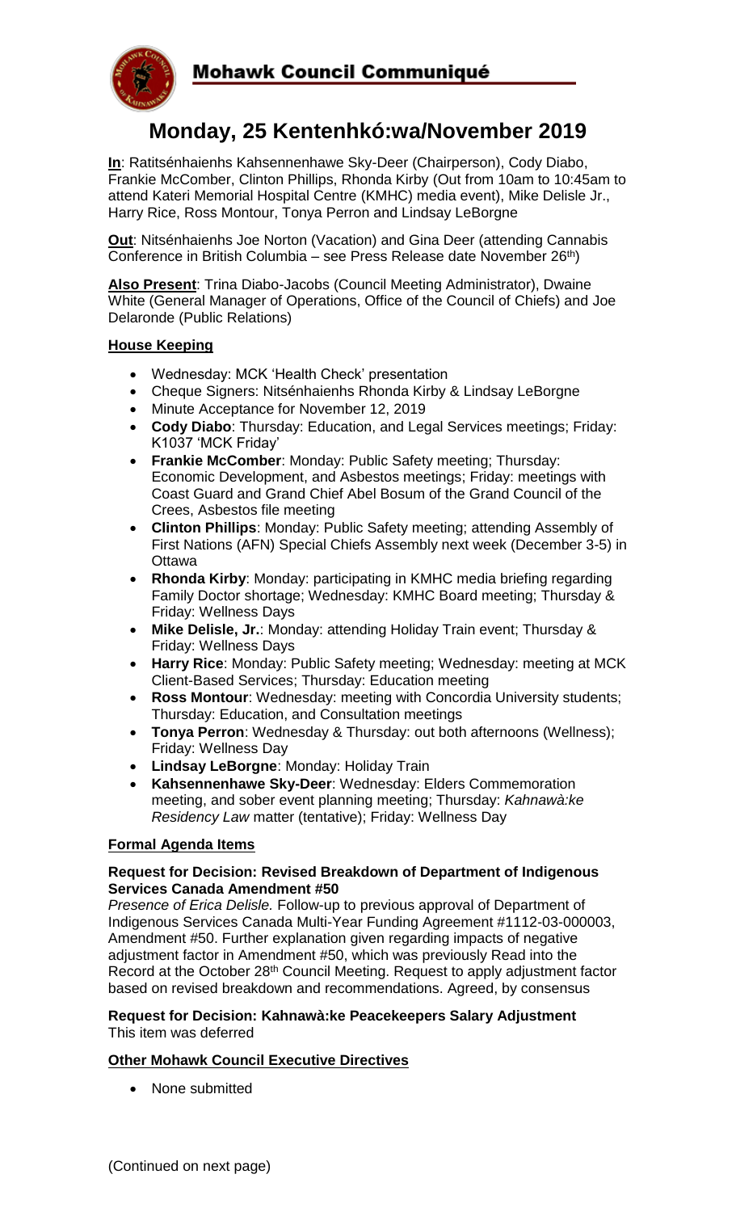**Mohawk Council Communiqué**

# Monday, 25 Kentenhkó:wa/November 2019

**In**: Ratitsénhaienhs Kahsennenhawe Sky-Deer (Chairperson), Cody Diabo, Frankie McComber, Clinton Phillips, Rhonda Kirby (Out from 10am to 10:45am to attend Kateri Memorial Hospital Centre (KMHC) media event), Mike Delisle Jr., Harry Rice, Ross Montour, Tonya Perron and Lindsay LeBorgne

**Out**: Nitsénhaienhs Joe Norton (Vacation) and Gina Deer (attending Cannabis Conference in British Columbia – see Press Release date November 26th)

**Also Present**: Trina Diabo-Jacobs (Council Meeting Administrator), Dwaine White (General Manager of Operations, Office of the Council of Chiefs) and Joe Delaronde (Public Relations)

## House Keeping

- Wednesday: MCK 'Health Check' presentation
- Cheque Signers: Nitsénhaienhs Rhonda Kirby & Lindsay LeBorgne
- Minute Acceptance for November 12, 2019
- **Cody Diabo**: Thursday: Education, and Legal Services meetings; Friday: K1037 'MCK Friday'
- **Frankie McComber**: Monday: Public Safety meeting; Thursday: Economic Development, and Asbestos meetings; Friday: meetings with Coast Guard and Grand Chief Abel Bosum of the Grand Council of the Crees, Asbestos file meeting
- **Clinton Phillips**: Monday: Public Safety meeting; attending Assembly of First Nations (AFN) Special Chiefs Assembly next week (December 3-5) in Ottawa
- **Rhonda Kirby**: Monday: participating in KMHC media briefing regarding Family Doctor shortage; Wednesday: KMHC Board meeting; Thursday & Friday: Wellness Days
- **Mike Delisle, Jr.**: Monday: attending Holiday Train event; Thursday & Friday: Wellness Days
- **Harry Rice**: Monday: Public Safety meeting; Wednesday: meeting at MCK Client-Based Services; Thursday: Education meeting
- **Ross Montour**: Wednesday: meeting with Concordia University students; Thursday: Education, and Consultation meetings
- **Tonya Perron**: Wednesday & Thursday: out both afternoons (Wellness); Friday: Wellness Day
- **Lindsay LeBorgne**: Monday: Holiday Train
- **Kahsennenhawe Sky-Deer**: Wednesday: Elders Commemoration meeting, and sober event planning meeting; Thursday: *Kahnawà:ke Residency Law* matter (tentative); Friday: Wellness Day

## Formal Agenda Items

**Request for Decision: Revised Breakdown of Department of Indigenous Services Canada Amendment #50**
*Presence of Erica Delisle.* Follow-up to previous approval of Department of Indigenous Services Canada Multi-Year Funding Agreement #1112-03-000003, Amendment #50. Further explanation given regarding impacts of negative adjustment factor in Amendment #50, which was previously Read into the Record at the October 28th Council Meeting. Request to apply adjustment factor based on revised breakdown and recommendations. Agreed, by consensus

**Request for Decision: Kahnawà:ke Peacekeepers Salary Adjustment**
This item was deferred

## Other Mohawk Council Executive Directives

- None submitted

(Continued on next page)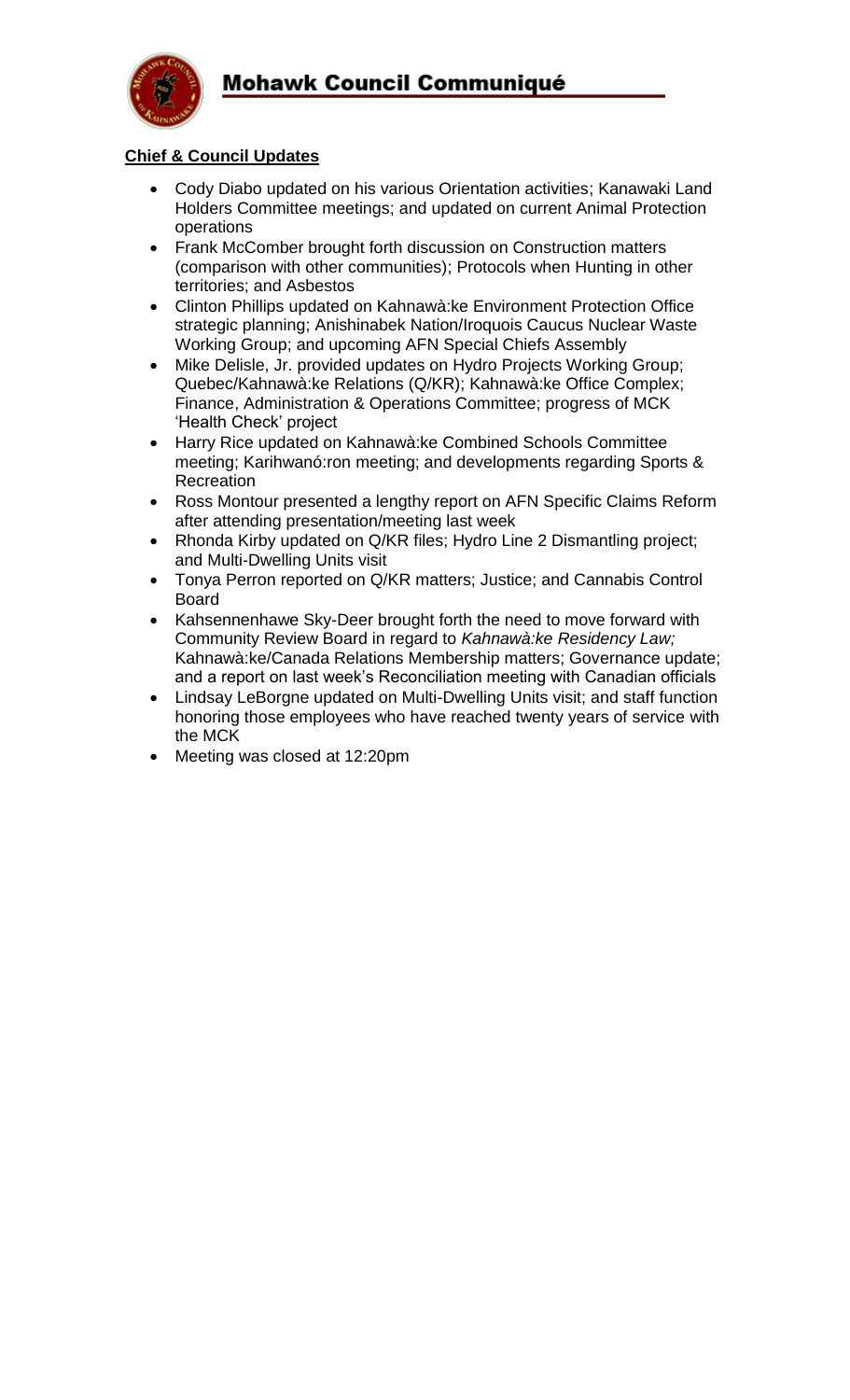## Chief & Council Updates

- Cody Diabo updated on his various Orientation activities; Kanawaki Land Holders Committee meetings; and updated on current Animal Protection operations
- Frank McComber brought forth discussion on Construction matters (comparison with other communities); Protocols when Hunting in other territories; and Asbestos
- Clinton Phillips updated on Kahnawà:ke Environment Protection Office strategic planning; Anishinabek Nation/Iroquois Caucus Nuclear Waste Working Group; and upcoming AFN Special Chiefs Assembly
- Mike Delisle, Jr. provided updates on Hydro Projects Working Group; Quebec/Kahnawà:ke Relations (Q/KR); Kahnawà:ke Office Complex; Finance, Administration & Operations Committee; progress of MCK 'Health Check' project
- Harry Rice updated on Kahnawà:ke Combined Schools Committee meeting; Karihwanó:ron meeting; and developments regarding Sports & Recreation
- Ross Montour presented a lengthy report on AFN Specific Claims Reform after attending presentation/meeting last week
- Rhonda Kirby updated on Q/KR files; Hydro Line 2 Dismantling project; and Multi-Dwelling Units visit
- Tonya Perron reported on Q/KR matters; Justice; and Cannabis Control Board
- Kahsennenhawe Sky-Deer brought forth the need to move forward with Community Review Board in regard to *Kahnawà:ke Residency Law;* Kahnawà:ke/Canada Relations Membership matters; Governance update; and a report on last week's Reconciliation meeting with Canadian officials
- Lindsay LeBorgne updated on Multi-Dwelling Units visit; and staff function honoring those employees who have reached twenty years of service with the MCK
- Meeting was closed at 12:20pm